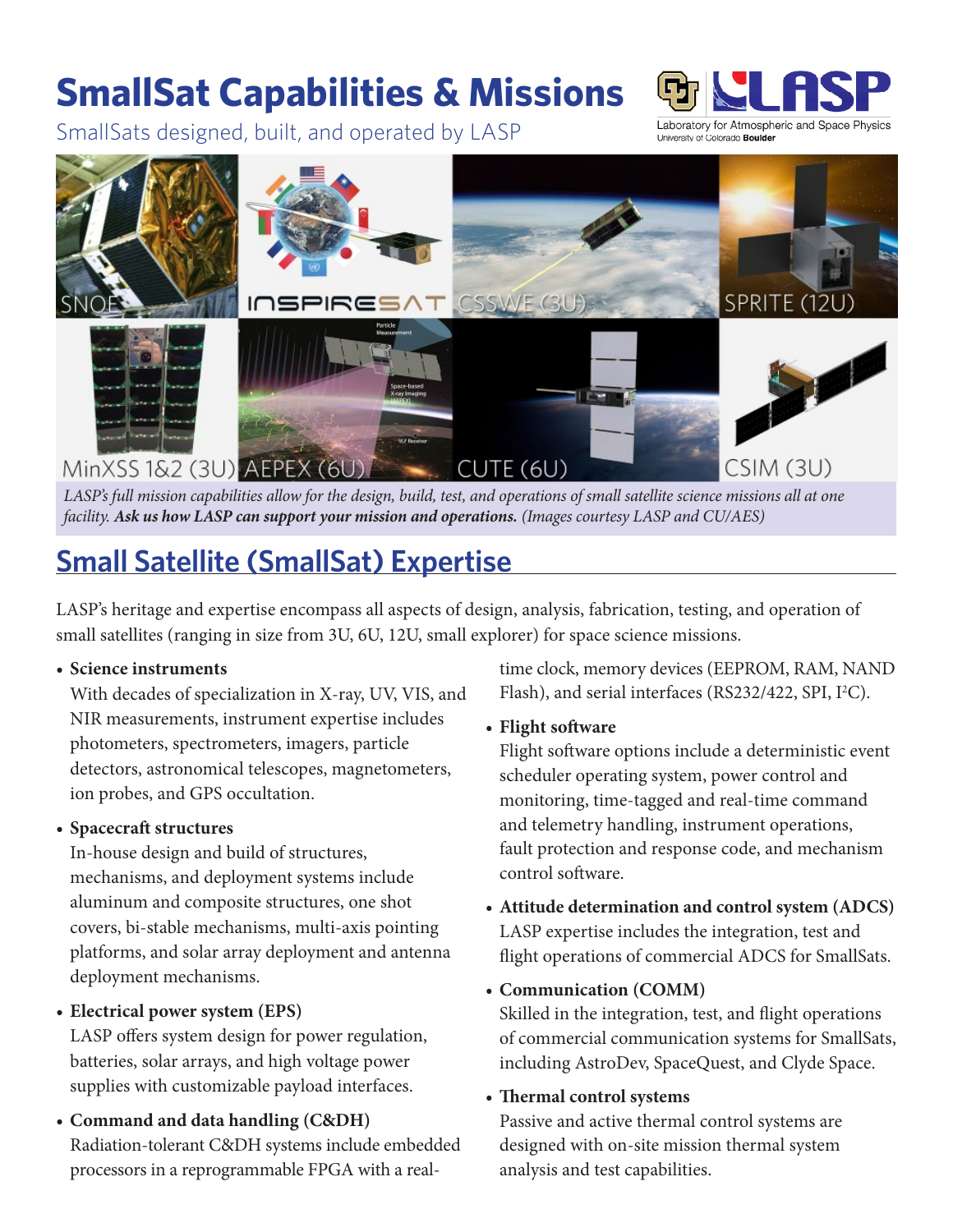# SmallSat Capabilities & Missions

SmallSats designed, built, and operated by LASP

SNOE | INSPIRESAT | CSSWE (3U) | SPRITE (12U) | MinXSS 1&2 (3U) | AEPEX (6U) | CUTE (6U) | CSIM (3U)

*LASP's full mission capabilities allow for the design, build, test, and operations of small satellite science missions all at one facility.* ***Ask us how LASP can support your mission and operations.*** *(Images courtesy LASP and CU/AES)*

## Small Satellite (SmallSat) Expertise

LASP's heritage and expertise encompass all aspects of design, analysis, fabrication, testing, and operation of small satellites (ranging in size from 3U, 6U, 12U, small explorer) for space science missions.

- **Science instruments**
  With decades of specialization in X-ray, UV, VIS, and NIR measurements, instrument expertise includes photometers, spectrometers, imagers, particle detectors, astronomical telescopes, magnetometers, ion probes, and GPS occultation.

- **Spacecraft structures**
  In-house design and build of structures, mechanisms, and deployment systems include aluminum and composite structures, one shot covers, bi-stable mechanisms, multi-axis pointing platforms, and solar array deployment and antenna deployment mechanisms.

- **Electrical power system (EPS)**
  LASP offers system design for power regulation, batteries, solar arrays, and high voltage power supplies with customizable payload interfaces.

- **Command and data handling (C&DH)**
  Radiation-tolerant C&DH systems include embedded processors in a reprogrammable FPGA with a real-time clock, memory devices (EEPROM, RAM, NAND Flash), and serial interfaces (RS232/422, SPI, I²C).

- **Flight software**
  Flight software options include a deterministic event scheduler operating system, power control and monitoring, time-tagged and real-time command and telemetry handling, instrument operations, fault protection and response code, and mechanism control software.

- **Attitude determination and control system (ADCS)**
  LASP expertise includes the integration, test and flight operations of commercial ADCS for SmallSats.

- **Communication (COMM)**
  Skilled in the integration, test, and flight operations of commercial communication systems for SmallSats, including AstroDev, SpaceQuest, and Clyde Space.

- **Thermal control systems**
  Passive and active thermal control systems are designed with on-site mission thermal system analysis and test capabilities.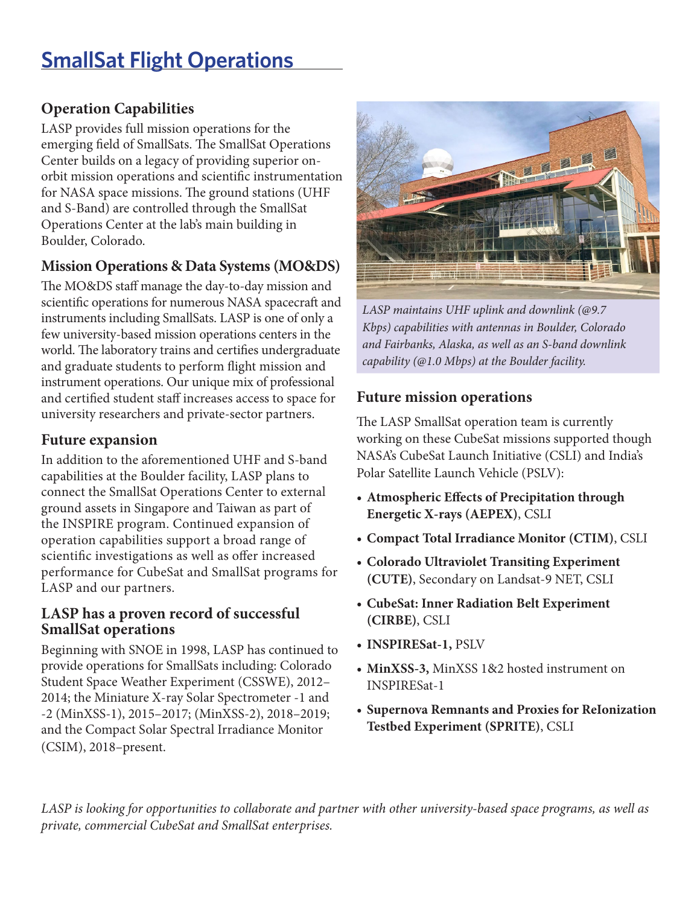# SmallSat Flight Operations

## Operation Capabilities

LASP provides full mission operations for the emerging field of SmallSats. The SmallSat Operations Center builds on a legacy of providing superior on-orbit mission operations and scientific instrumentation for NASA space missions. The ground stations (UHF and S-Band) are controlled through the SmallSat Operations Center at the lab's main building in Boulder, Colorado.

## Mission Operations & Data Systems (MO&DS)

The MO&DS staff manage the day-to-day mission and scientific operations for numerous NASA spacecraft and instruments including SmallSats. LASP is one of only a few university-based mission operations centers in the world. The laboratory trains and certifies undergraduate and graduate students to perform flight mission and instrument operations. Our unique mix of professional and certified student staff increases access to space for university researchers and private-sector partners.

## Future expansion

In addition to the aforementioned UHF and S-band capabilities at the Boulder facility, LASP plans to connect the SmallSat Operations Center to external ground assets in Singapore and Taiwan as part of the INSPIRE program. Continued expansion of operation capabilities support a broad range of scientific investigations as well as offer increased performance for CubeSat and SmallSat programs for LASP and our partners.

## LASP has a proven record of successful SmallSat operations

Beginning with SNOE in 1998, LASP has continued to provide operations for SmallSats including: Colorado Student Space Weather Experiment (CSSWE), 2012–2014; the Miniature X-ray Solar Spectrometer -1 and -2 (MinXSS-1), 2015–2017; (MinXSS-2), 2018–2019; and the Compact Solar Spectral Irradiance Monitor (CSIM), 2018–present.

*LASP maintains UHF uplink and downlink (@9.7 Kbps) capabilities with antennas in Boulder, Colorado and Fairbanks, Alaska, as well as an S-band downlink capability (@1.0 Mbps) at the Boulder facility.*

## Future mission operations

The LASP SmallSat operation team is currently working on these CubeSat missions supported though NASA's CubeSat Launch Initiative (CSLI) and India's Polar Satellite Launch Vehicle (PSLV):

- **Atmospheric Effects of Precipitation through Energetic X-rays (AEPEX)**, CSLI
- **Compact Total Irradiance Monitor (CTIM)**, CSLI
- **Colorado Ultraviolet Transiting Experiment (CUTE)**, Secondary on Landsat-9 NET, CSLI
- **CubeSat: Inner Radiation Belt Experiment (CIRBE)**, CSLI
- **INSPIRESat-1,** PSLV
- **MinXSS-3,** MinXSS 1&2 hosted instrument on INSPIRESat-1
- **Supernova Remnants and Proxies for ReIonization Testbed Experiment (SPRITE)**, CSLI

*LASP is looking for opportunities to collaborate and partner with other university-based space programs, as well as private, commercial CubeSat and SmallSat enterprises.*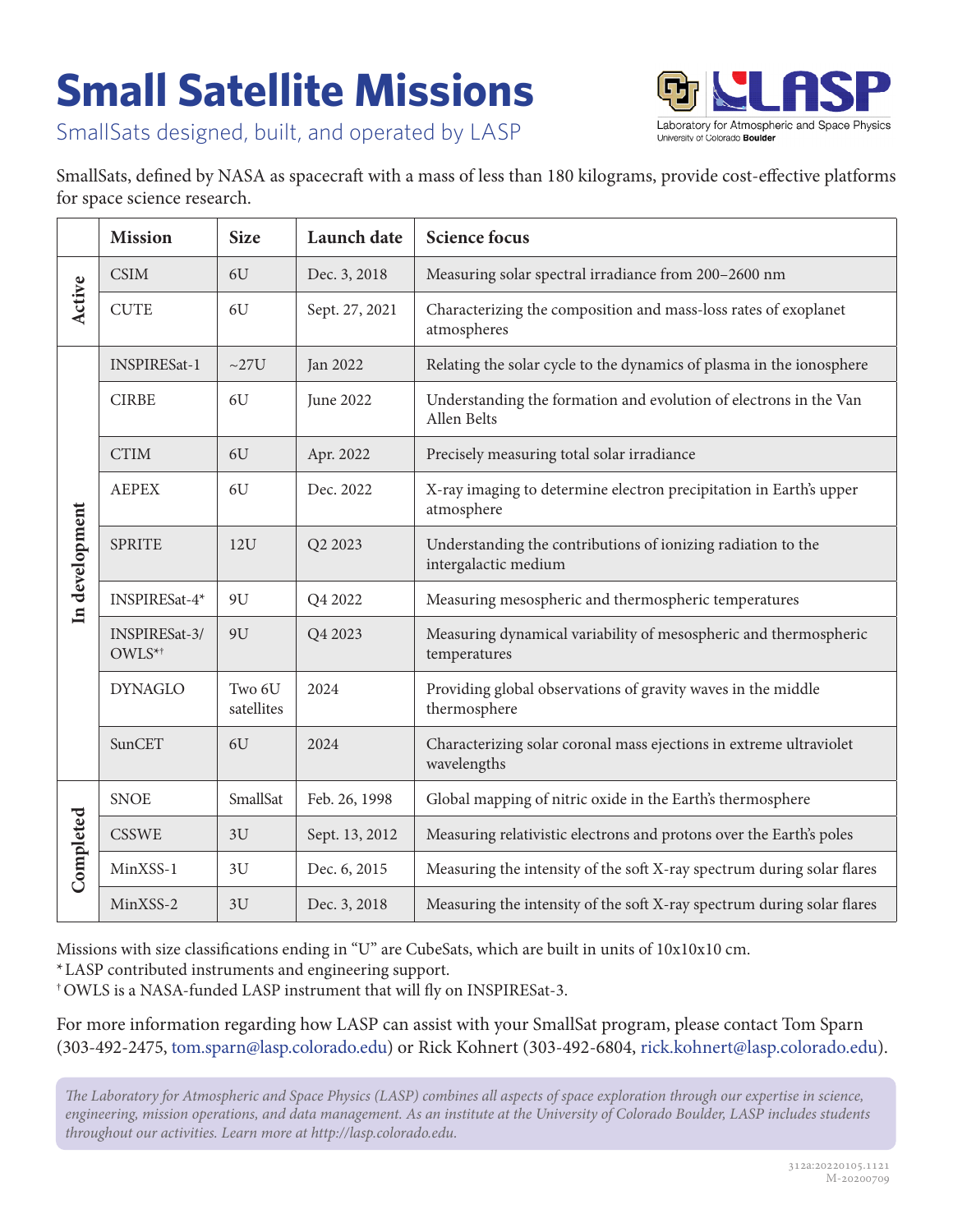# Small Satellite Missions

SmallSats designed, built, and operated by LASP

Laboratory for Atmospheric and Space Physics
University of Colorado **Boulder**

SmallSats, defined by NASA as spacecraft with a mass of less than 180 kilograms, provide cost-effective platforms for space science research.

| | Mission | Size | Launch date | Science focus |
|---|---|---|---|---|
| Active | CSIM | 6U | Dec. 3, 2018 | Measuring solar spectral irradiance from 200–2600 nm |
| | CUTE | 6U | Sept. 27, 2021 | Characterizing the composition and mass-loss rates of exoplanet atmospheres |
| In development | INSPIRESat-1 | ~27U | Jan 2022 | Relating the solar cycle to the dynamics of plasma in the ionosphere |
| | CIRBE | 6U | June 2022 | Understanding the formation and evolution of electrons in the Van Allen Belts |
| | CTIM | 6U | Apr. 2022 | Precisely measuring total solar irradiance |
| | AEPEX | 6U | Dec. 2022 | X-ray imaging to determine electron precipitation in Earth's upper atmosphere |
| | SPRITE | 12U | Q2 2023 | Understanding the contributions of ionizing radiation to the intergalactic medium |
| | INSPIRESat-4* | 9U | Q4 2022 | Measuring mesospheric and thermospheric temperatures |
| | INSPIRESat-3/ OWLS*† | 9U | Q4 2023 | Measuring dynamical variability of mesospheric and thermospheric temperatures |
| | DYNAGLO | Two 6U satellites | 2024 | Providing global observations of gravity waves in the middle thermosphere |
| | SunCET | 6U | 2024 | Characterizing solar coronal mass ejections in extreme ultraviolet wavelengths |
| Completed | SNOE | SmallSat | Feb. 26, 1998 | Global mapping of nitric oxide in the Earth's thermosphere |
| | CSSWE | 3U | Sept. 13, 2012 | Measuring relativistic electrons and protons over the Earth's poles |
| | MinXSS-1 | 3U | Dec. 6, 2015 | Measuring the intensity of the soft X-ray spectrum during solar flares |
| | MinXSS-2 | 3U | Dec. 3, 2018 | Measuring the intensity of the soft X-ray spectrum during solar flares |

Missions with size classifications ending in "U" are CubeSats, which are built in units of 10x10x10 cm.
* LASP contributed instruments and engineering support.
† OWLS is a NASA-funded LASP instrument that will fly on INSPIRESat-3.

For more information regarding how LASP can assist with your SmallSat program, please contact Tom Sparn (303-492-2475, tom.sparn@lasp.colorado.edu) or Rick Kohnert (303-492-6804, rick.kohnert@lasp.colorado.edu).

*The Laboratory for Atmospheric and Space Physics (LASP) combines all aspects of space exploration through our expertise in science, engineering, mission operations, and data management. As an institute at the University of Colorado Boulder, LASP includes students throughout our activities. Learn more at http://lasp.colorado.edu.*

312a:20220105.1121
M-20200709